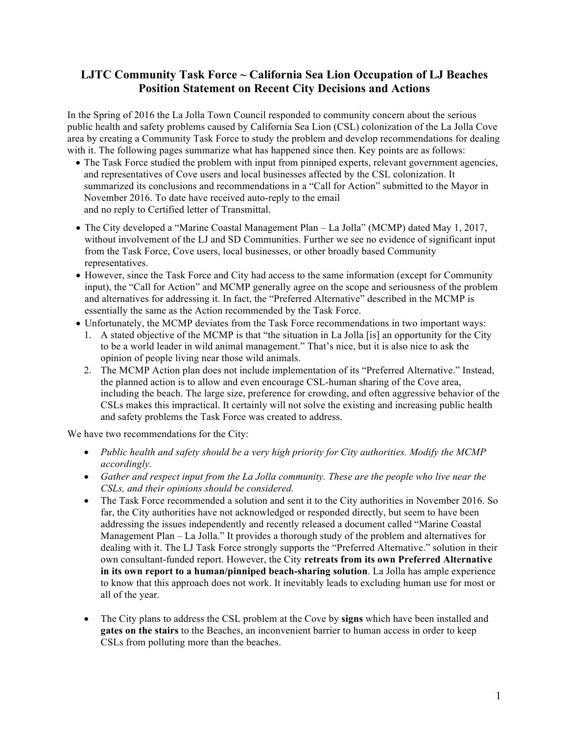# LJTC Community Task Force ~ California Sea Lion Occupation of LJ Beaches
## Position Statement on Recent City Decisions and Actions

In the Spring of 2016 the La Jolla Town Council responded to community concern about the serious public health and safety problems caused by California Sea Lion (CSL) colonization of the La Jolla Cove area by creating a Community Task Force to study the problem and develop recommendations for dealing with it. The following pages summarize what has happened since then. Key points are as follows:

- The Task Force studied the problem with input from pinniped experts, relevant government agencies, and representatives of Cove users and local businesses affected by the CSL colonization. It summarized its conclusions and recommendations in a "Call for Action" submitted to the Mayor in November 2016. To date have received auto-reply to the email and no reply to Certified letter of Transmittal.
- The City developed a "Marine Coastal Management Plan – La Jolla" (MCMP) dated May 1, 2017, without involvement of the LJ and SD Communities. Further we see no evidence of significant input from the Task Force, Cove users, local businesses, or other broadly based Community representatives.
- However, since the Task Force and City had access to the same information (except for Community input), the "Call for Action" and MCMP generally agree on the scope and seriousness of the problem and alternatives for addressing it. In fact, the "Preferred Alternative" described in the MCMP is essentially the same as the Action recommended by the Task Force.
- Unfortunately, the MCMP deviates from the Task Force recommendations in two important ways:
  1. A stated objective of the MCMP is that "the situation in La Jolla [is] an opportunity for the City to be a world leader in wild animal management." That's nice, but it is also nice to ask the opinion of people living near those wild animals.
  2. The MCMP Action plan does not include implementation of its "Preferred Alternative." Instead, the planned action is to allow and even encourage CSL-human sharing of the Cove area, including the beach. The large size, preference for crowding, and often aggressive behavior of the CSLs makes this impractical. It certainly will not solve the existing and increasing public health and safety problems the Task Force was created to address.

We have two recommendations for the City:

- *Public health and safety should be a very high priority for City authorities. Modify the MCMP accordingly.*
- *Gather and respect input from the La Jolla community. These are the people who live near the CSLs, and their opinions should be considered.*
- The Task Force recommended a solution and sent it to the City authorities in November 2016. So far, the City authorities have not acknowledged or responded directly, but seem to have been addressing the issues independently and recently released a document called "Marine Coastal Management Plan – La Jolla." It provides a thorough study of the problem and alternatives for dealing with it. The LJ Task Force strongly supports the "Preferred Alternative." solution in their own consultant-funded report. However, the City **retreats from its own Preferred Alternative in its own report to a human/pinniped beach-sharing solution**. La Jolla has ample experience to know that this approach does not work. It inevitably leads to excluding human use for most or all of the year.
- The City plans to address the CSL problem at the Cove by **signs** which have been installed and **gates on the stairs** to the Beaches, an inconvenient barrier to human access in order to keep CSLs from polluting more than the beaches.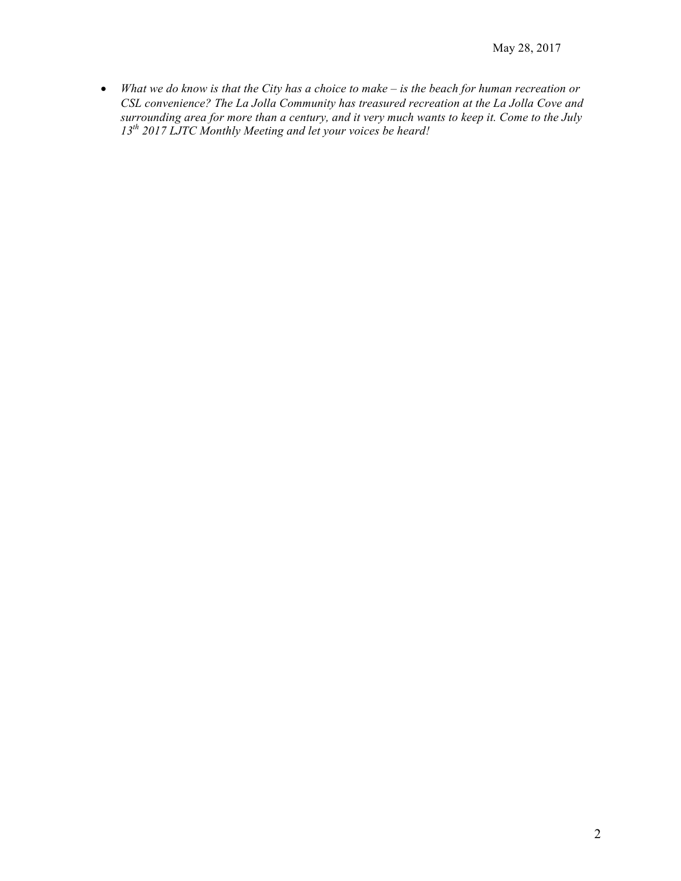- *What we do know is that the City has a choice to make – is the beach for human recreation or CSL convenience? The La Jolla Community has treasured recreation at the La Jolla Cove and surrounding area for more than a century, and it very much wants to keep it. Come to the July 13th 2017 LJTC Monthly Meeting and let your voices be heard!*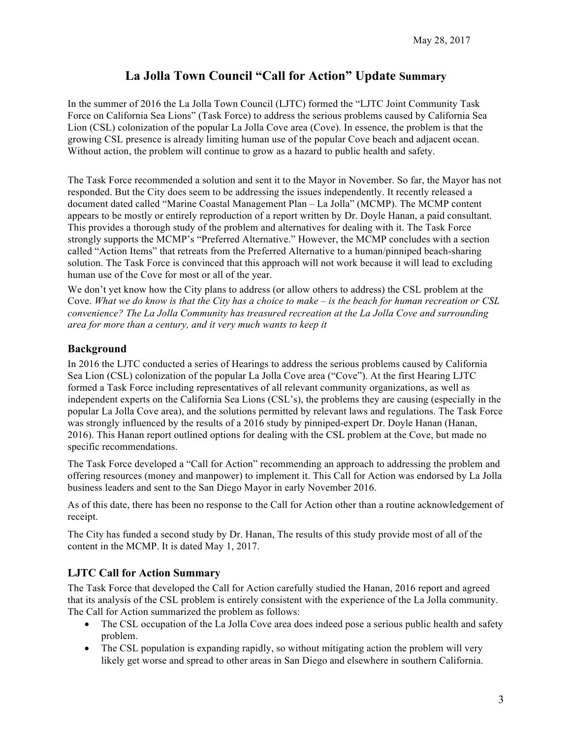May 28, 2017

# La Jolla Town Council "Call for Action" Update Summary

In the summer of 2016 the La Jolla Town Council (LJTC) formed the "LJTC Joint Community Task Force on California Sea Lions" (Task Force) to address the serious problems caused by California Sea Lion (CSL) colonization of the popular La Jolla Cove area (Cove). In essence, the problem is that the growing CSL presence is already limiting human use of the popular Cove beach and adjacent ocean. Without action, the problem will continue to grow as a hazard to public health and safety.

The Task Force recommended a solution and sent it to the Mayor in November. So far, the Mayor has not responded. But the City does seem to be addressing the issues independently. It recently released a document dated called "Marine Coastal Management Plan – La Jolla" (MCMP). The MCMP content appears to be mostly or entirely reproduction of a report written by Dr. Doyle Hanan, a paid consultant. This provides a thorough study of the problem and alternatives for dealing with it. The Task Force strongly supports the MCMP's "Preferred Alternative." However, the MCMP concludes with a section called "Action Items" that retreats from the Preferred Alternative to a human/pinniped beach-sharing solution. The Task Force is convinced that this approach will not work because it will lead to excluding human use of the Cove for most or all of the year.

We don't yet know how the City plans to address (or allow others to address) the CSL problem at the Cove. *What we do know is that the City has a choice to make – is the beach for human recreation or CSL convenience? The La Jolla Community has treasured recreation at the La Jolla Cove and surrounding area for more than a century, and it very much wants to keep it*

## Background

In 2016 the LJTC conducted a series of Hearings to address the serious problems caused by California Sea Lion (CSL) colonization of the popular La Jolla Cove area ("Cove"). At the first Hearing LJTC formed a Task Force including representatives of all relevant community organizations, as well as independent experts on the California Sea Lions (CSL's), the problems they are causing (especially in the popular La Jolla Cove area), and the solutions permitted by relevant laws and regulations. The Task Force was strongly influenced by the results of a 2016 study by pinniped-expert Dr. Doyle Hanan (Hanan, 2016). This Hanan report outlined options for dealing with the CSL problem at the Cove, but made no specific recommendations.

The Task Force developed a "Call for Action" recommending an approach to addressing the problem and offering resources (money and manpower) to implement it. This Call for Action was endorsed by La Jolla business leaders and sent to the San Diego Mayor in early November 2016.

As of this date, there has been no response to the Call for Action other than a routine acknowledgement of receipt.

The City has funded a second study by Dr. Hanan, The results of this study provide most of all of the content in the MCMP. It is dated May 1, 2017.

## LJTC Call for Action Summary

The Task Force that developed the Call for Action carefully studied the Hanan, 2016 report and agreed that its analysis of the CSL problem is entirely consistent with the experience of the La Jolla community. The Call for Action summarized the problem as follows:

- The CSL occupation of the La Jolla Cove area does indeed pose a serious public health and safety problem.
- The CSL population is expanding rapidly, so without mitigating action the problem will very likely get worse and spread to other areas in San Diego and elsewhere in southern California.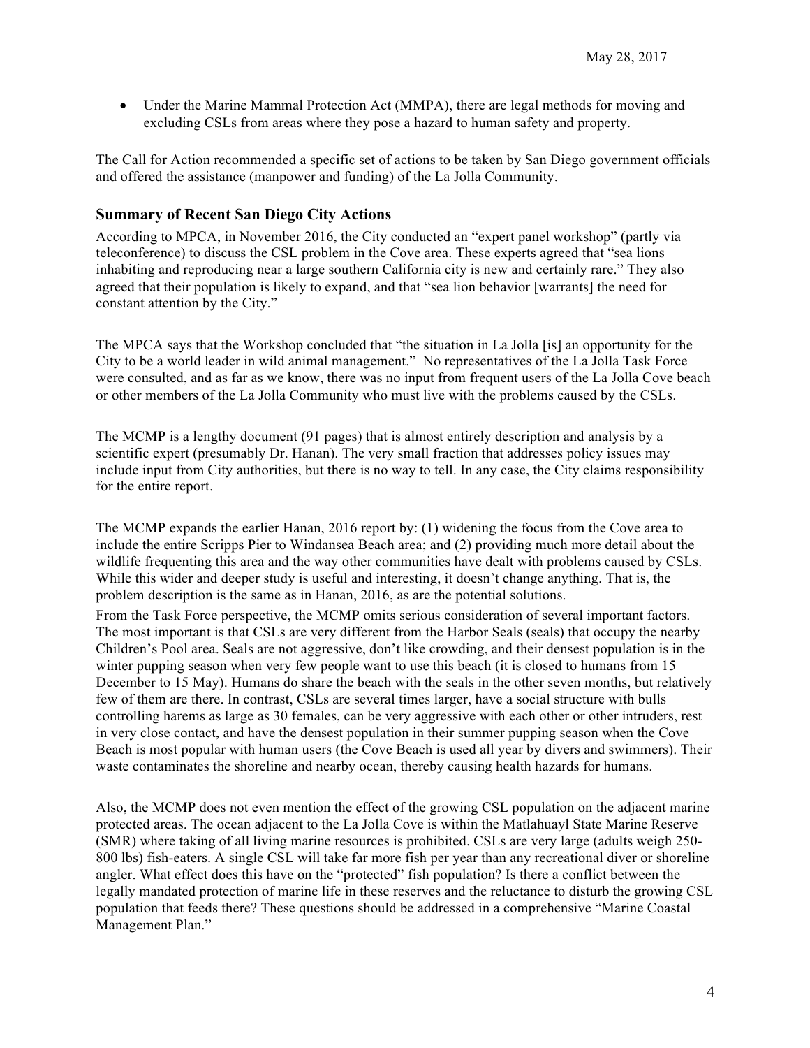- Under the Marine Mammal Protection Act (MMPA), there are legal methods for moving and excluding CSLs from areas where they pose a hazard to human safety and property.

The Call for Action recommended a specific set of actions to be taken by San Diego government officials and offered the assistance (manpower and funding) of the La Jolla Community.

## Summary of Recent San Diego City Actions

According to MPCA, in November 2016, the City conducted an "expert panel workshop" (partly via teleconference) to discuss the CSL problem in the Cove area. These experts agreed that "sea lions inhabiting and reproducing near a large southern California city is new and certainly rare." They also agreed that their population is likely to expand, and that "sea lion behavior [warrants] the need for constant attention by the City."

The MPCA says that the Workshop concluded that "the situation in La Jolla [is] an opportunity for the City to be a world leader in wild animal management." No representatives of the La Jolla Task Force were consulted, and as far as we know, there was no input from frequent users of the La Jolla Cove beach or other members of the La Jolla Community who must live with the problems caused by the CSLs.

The MCMP is a lengthy document (91 pages) that is almost entirely description and analysis by a scientific expert (presumably Dr. Hanan). The very small fraction that addresses policy issues may include input from City authorities, but there is no way to tell. In any case, the City claims responsibility for the entire report.

The MCMP expands the earlier Hanan, 2016 report by: (1) widening the focus from the Cove area to include the entire Scripps Pier to Windansea Beach area; and (2) providing much more detail about the wildlife frequenting this area and the way other communities have dealt with problems caused by CSLs. While this wider and deeper study is useful and interesting, it doesn't change anything. That is, the problem description is the same as in Hanan, 2016, as are the potential solutions.

From the Task Force perspective, the MCMP omits serious consideration of several important factors. The most important is that CSLs are very different from the Harbor Seals (seals) that occupy the nearby Children's Pool area. Seals are not aggressive, don't like crowding, and their densest population is in the winter pupping season when very few people want to use this beach (it is closed to humans from 15 December to 15 May). Humans do share the beach with the seals in the other seven months, but relatively few of them are there. In contrast, CSLs are several times larger, have a social structure with bulls controlling harems as large as 30 females, can be very aggressive with each other or other intruders, rest in very close contact, and have the densest population in their summer pupping season when the Cove Beach is most popular with human users (the Cove Beach is used all year by divers and swimmers). Their waste contaminates the shoreline and nearby ocean, thereby causing health hazards for humans.

Also, the MCMP does not even mention the effect of the growing CSL population on the adjacent marine protected areas. The ocean adjacent to the La Jolla Cove is within the Matlahuayl State Marine Reserve (SMR) where taking of all living marine resources is prohibited. CSLs are very large (adults weigh 250-800 lbs) fish-eaters. A single CSL will take far more fish per year than any recreational diver or shoreline angler. What effect does this have on the "protected" fish population? Is there a conflict between the legally mandated protection of marine life in these reserves and the reluctance to disturb the growing CSL population that feeds there? These questions should be addressed in a comprehensive "Marine Coastal Management Plan."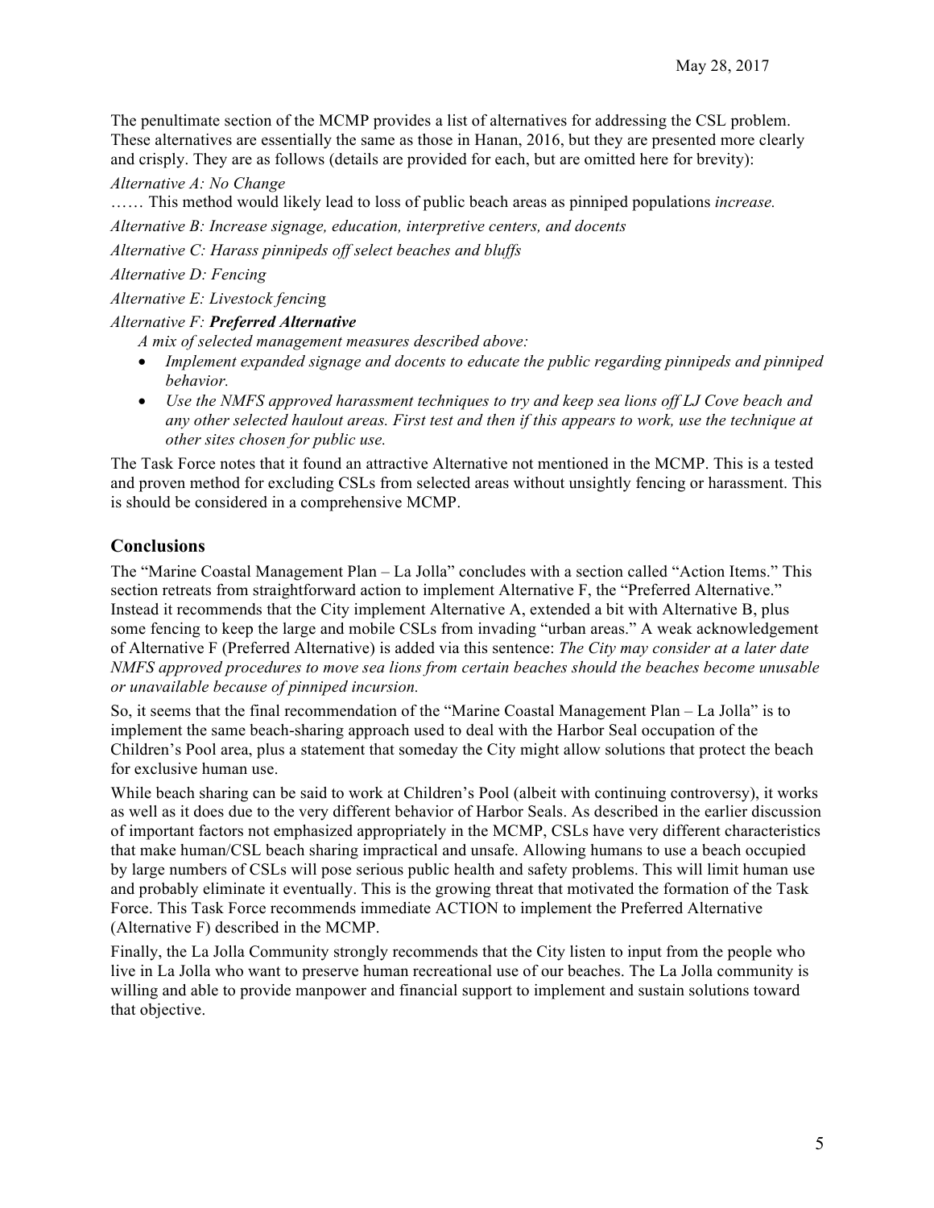The penultimate section of the MCMP provides a list of alternatives for addressing the CSL problem. These alternatives are essentially the same as those in Hanan, 2016, but they are presented more clearly and crisply. They are as follows (details are provided for each, but are omitted here for brevity):

*Alternative A: No Change*

…… This method would likely lead to loss of public beach areas as pinniped populations *increase.*

*Alternative B: Increase signage, education, interpretive centers, and docents*

*Alternative C: Harass pinnipeds off select beaches and bluffs*

*Alternative D: Fencing*

*Alternative E: Livestock fencin*g

*Alternative F: **Preferred Alternative***

*A mix of selected management measures described above:*

- *Implement expanded signage and docents to educate the public regarding pinnipeds and pinniped behavior.*
- *Use the NMFS approved harassment techniques to try and keep sea lions off LJ Cove beach and any other selected haulout areas. First test and then if this appears to work, use the technique at other sites chosen for public use.*

The Task Force notes that it found an attractive Alternative not mentioned in the MCMP. This is a tested and proven method for excluding CSLs from selected areas without unsightly fencing or harassment. This is should be considered in a comprehensive MCMP.

## Conclusions

The "Marine Coastal Management Plan – La Jolla" concludes with a section called "Action Items." This section retreats from straightforward action to implement Alternative F, the "Preferred Alternative." Instead it recommends that the City implement Alternative A, extended a bit with Alternative B, plus some fencing to keep the large and mobile CSLs from invading "urban areas." A weak acknowledgement of Alternative F (Preferred Alternative) is added via this sentence: *The City may consider at a later date NMFS approved procedures to move sea lions from certain beaches should the beaches become unusable or unavailable because of pinniped incursion.*

So, it seems that the final recommendation of the "Marine Coastal Management Plan – La Jolla" is to implement the same beach-sharing approach used to deal with the Harbor Seal occupation of the Children's Pool area, plus a statement that someday the City might allow solutions that protect the beach for exclusive human use.

While beach sharing can be said to work at Children's Pool (albeit with continuing controversy), it works as well as it does due to the very different behavior of Harbor Seals. As described in the earlier discussion of important factors not emphasized appropriately in the MCMP, CSLs have very different characteristics that make human/CSL beach sharing impractical and unsafe. Allowing humans to use a beach occupied by large numbers of CSLs will pose serious public health and safety problems. This will limit human use and probably eliminate it eventually. This is the growing threat that motivated the formation of the Task Force. This Task Force recommends immediate ACTION to implement the Preferred Alternative (Alternative F) described in the MCMP.

Finally, the La Jolla Community strongly recommends that the City listen to input from the people who live in La Jolla who want to preserve human recreational use of our beaches. The La Jolla community is willing and able to provide manpower and financial support to implement and sustain solutions toward that objective.